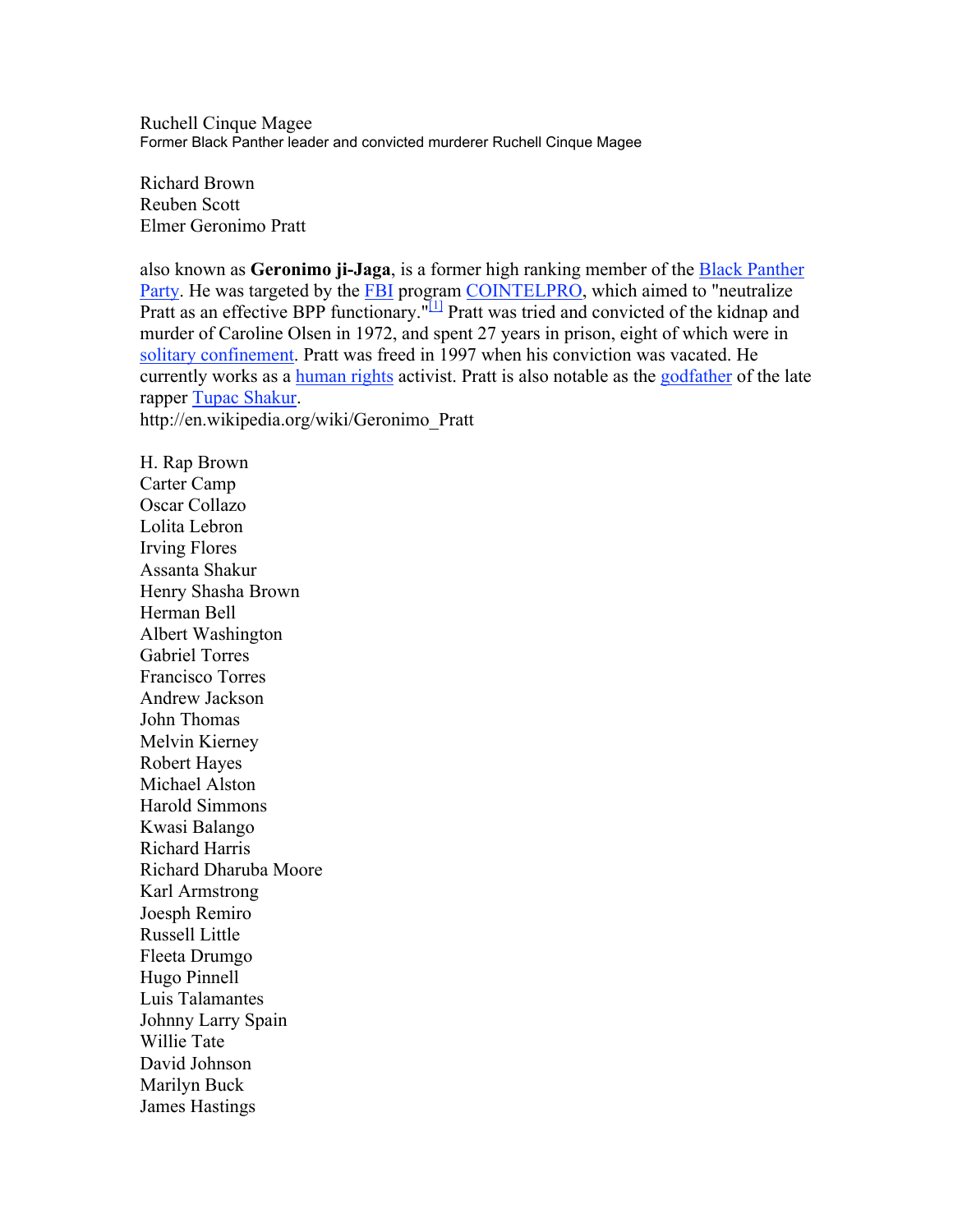Ruchell Cinque Magee
Former Black Panther leader and convicted murderer Ruchell Cinque Magee

Richard Brown
Reuben Scott
Elmer Geronimo Pratt

also known as **Geronimo ji-Jaga**, is a former high ranking member of the Black Panther Party. He was targeted by the FBI program COINTELPRO, which aimed to "neutralize Pratt as an effective BPP functionary."[1] Pratt was tried and convicted of the kidnap and murder of Caroline Olsen in 1972, and spent 27 years in prison, eight of which were in solitary confinement. Pratt was freed in 1997 when his conviction was vacated. He currently works as a human rights activist. Pratt is also notable as the godfather of the late rapper Tupac Shakur.
http://en.wikipedia.org/wiki/Geronimo_Pratt

H. Rap Brown
Carter Camp
Oscar Collazo
Lolita Lebron
Irving Flores
Assanta Shakur
Henry Shasha Brown
Herman Bell
Albert Washington
Gabriel Torres
Francisco Torres
Andrew Jackson
John Thomas
Melvin Kierney
Robert Hayes
Michael Alston
Harold Simmons
Kwasi Balango
Richard Harris
Richard Dharuba Moore
Karl Armstrong
Joesph Remiro
Russell Little
Fleeta Drumgo
Hugo Pinnell
Luis Talamantes
Johnny Larry Spain
Willie Tate
David Johnson
Marilyn Buck
James Hastings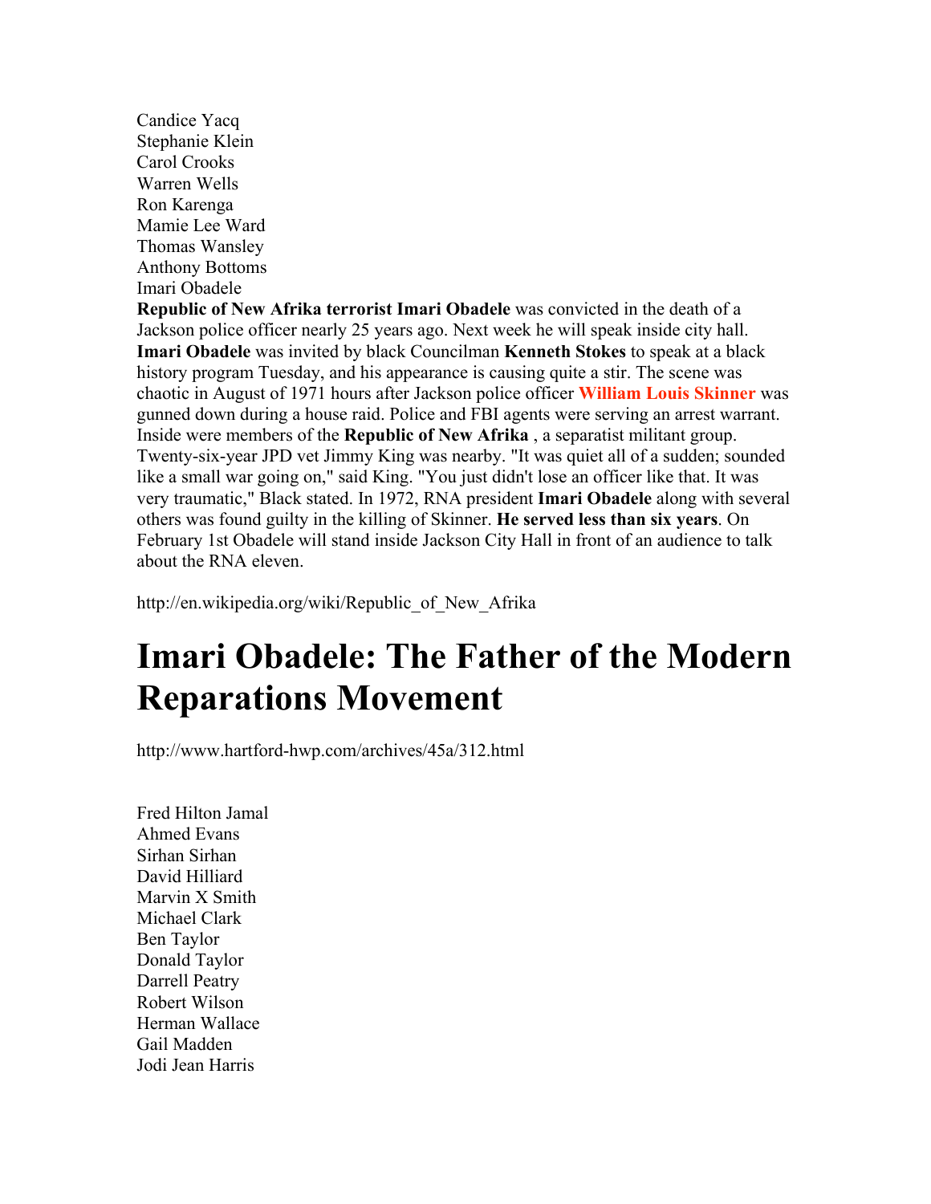Candice Yacq  
Stephanie Klein  
Carol Crooks  
Warren Wells  
Ron Karenga  
Mamie Lee Ward  
Thomas Wansley  
Anthony Bottoms  
Imari Obadele  
**Republic of New Afrika terrorist Imari Obadele** was convicted in the death of a Jackson police officer nearly 25 years ago. Next week he will speak inside city hall. **Imari Obadele** was invited by black Councilman **Kenneth Stokes** to speak at a black history program Tuesday, and his appearance is causing quite a stir. The scene was chaotic in August of 1971 hours after Jackson police officer **William Louis Skinner** was gunned down during a house raid. Police and FBI agents were serving an arrest warrant. Inside were members of the **Republic of New Afrika** , a separatist militant group. Twenty-six-year JPD vet Jimmy King was nearby. "It was quiet all of a sudden; sounded like a small war going on," said King. "You just didn't lose an officer like that. It was very traumatic," Black stated. In 1972, RNA president **Imari Obadele** along with several others was found guilty in the killing of Skinner. **He served less than six years**. On February 1st Obadele will stand inside Jackson City Hall in front of an audience to talk about the RNA eleven.

http://en.wikipedia.org/wiki/Republic_of_New_Afrika

# Imari Obadele: The Father of the Modern Reparations Movement

http://www.hartford-hwp.com/archives/45a/312.html

Fred Hilton Jamal  
Ahmed Evans  
Sirhan Sirhan  
David Hilliard  
Marvin X Smith  
Michael Clark  
Ben Taylor  
Donald Taylor  
Darrell Peatry  
Robert Wilson  
Herman Wallace  
Gail Madden  
Jodi Jean Harris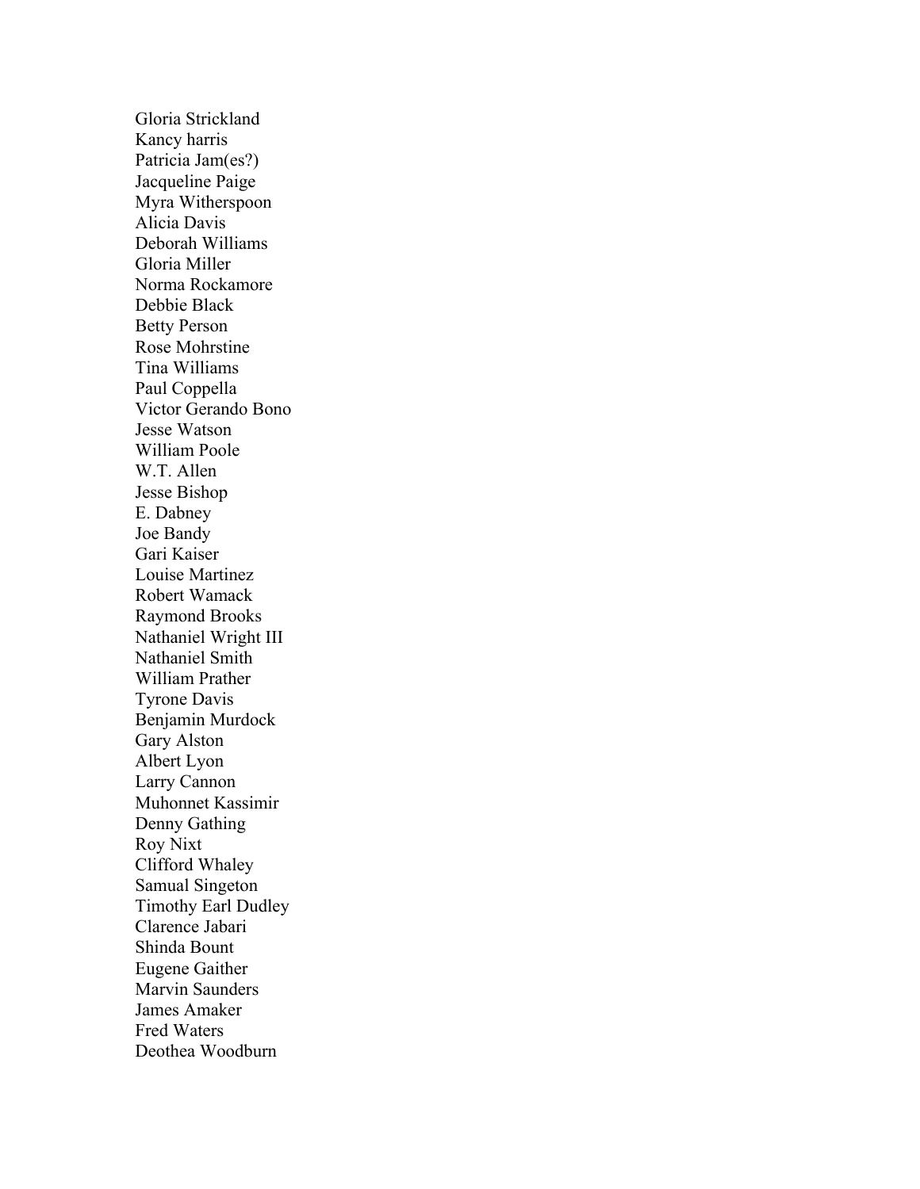Gloria Strickland
Kancy harris
Patricia Jam(es?)
Jacqueline Paige
Myra Witherspoon
Alicia Davis
Deborah Williams
Gloria Miller
Norma Rockamore
Debbie Black
Betty Person
Rose Mohrstine
Tina Williams
Paul Coppella
Victor Gerando Bono
Jesse Watson
William Poole
W.T. Allen
Jesse Bishop
E. Dabney
Joe Bandy
Gari Kaiser
Louise Martinez
Robert Wamack
Raymond Brooks
Nathaniel Wright III
Nathaniel Smith
William Prather
Tyrone Davis
Benjamin Murdock
Gary Alston
Albert Lyon
Larry Cannon
Muhonnet Kassimir
Denny Gathing
Roy Nixt
Clifford Whaley
Samual Singeton
Timothy Earl Dudley
Clarence Jabari
Shinda Bount
Eugene Gaither
Marvin Saunders
James Amaker
Fred Waters
Deothea Woodburn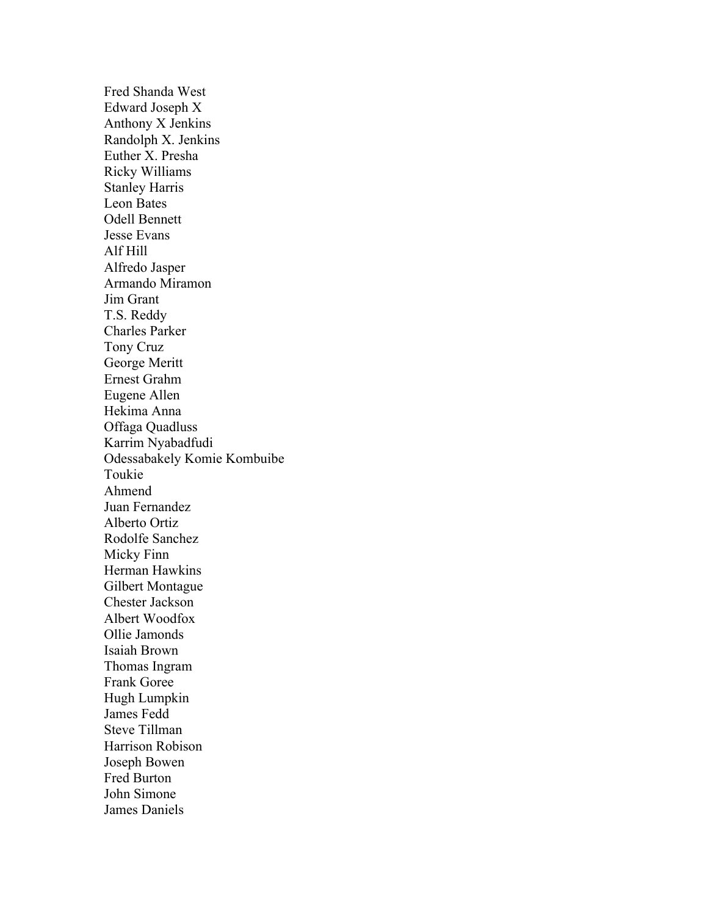Fred Shanda West
Edward Joseph X
Anthony X Jenkins
Randolph X. Jenkins
Euther X. Presha
Ricky Williams
Stanley Harris
Leon Bates
Odell Bennett
Jesse Evans
Alf Hill
Alfredo Jasper
Armando Miramon
Jim Grant
T.S. Reddy
Charles Parker
Tony Cruz
George Meritt
Ernest Grahm
Eugene Allen
Hekima Anna
Offaga Quadluss
Karrim Nyabadfudi
Odessabakely Komie Kombuibe
Toukie
Ahmend
Juan Fernandez
Alberto Ortiz
Rodolfe Sanchez
Micky Finn
Herman Hawkins
Gilbert Montague
Chester Jackson
Albert Woodfox
Ollie Jamonds
Isaiah Brown
Thomas Ingram
Frank Goree
Hugh Lumpkin
James Fedd
Steve Tillman
Harrison Robison
Joseph Bowen
Fred Burton
John Simone
James Daniels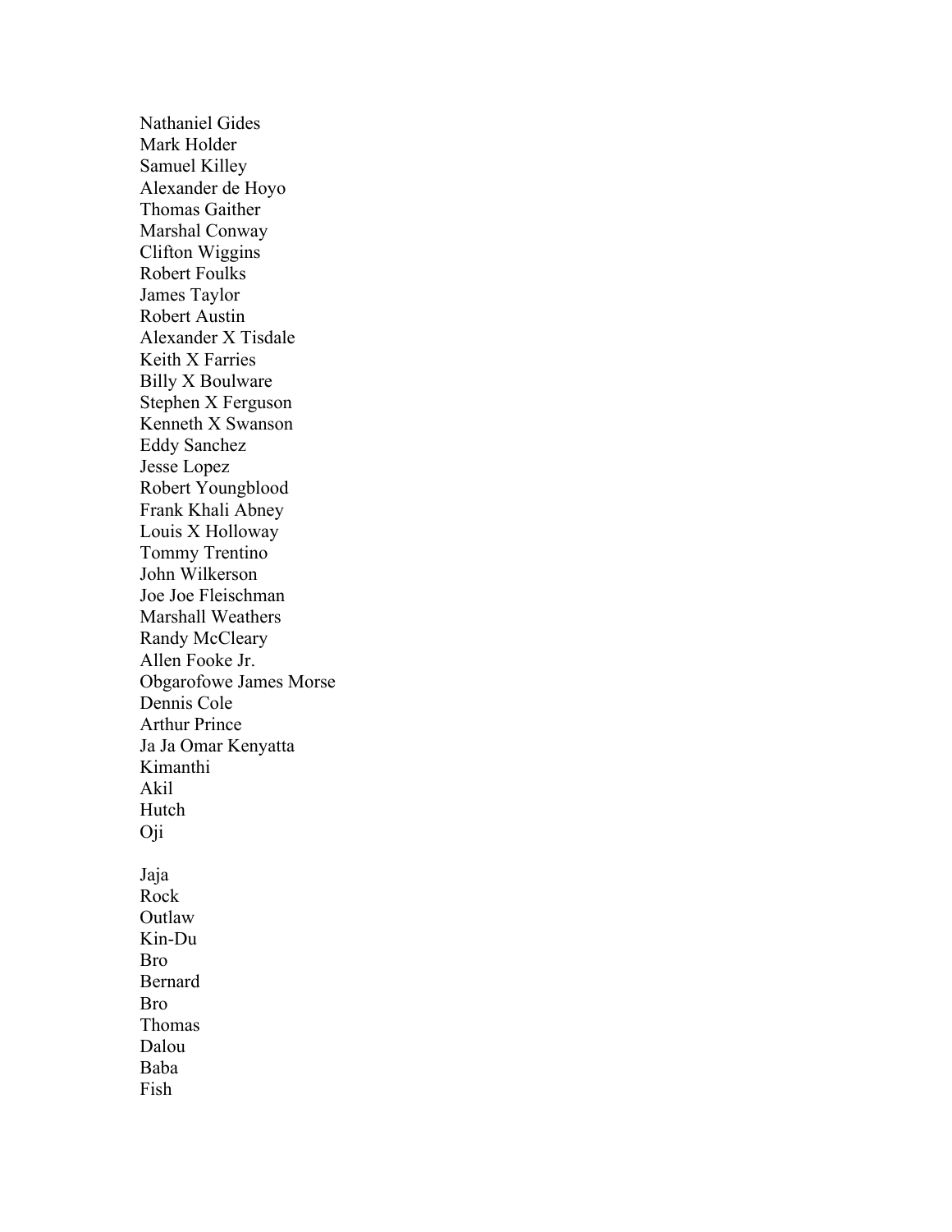Nathaniel Gides
Mark Holder
Samuel Killey
Alexander de Hoyo
Thomas Gaither
Marshal Conway
Clifton Wiggins
Robert Foulks
James Taylor
Robert Austin
Alexander X Tisdale
Keith X Farries
Billy X Boulware
Stephen X Ferguson
Kenneth X Swanson
Eddy Sanchez
Jesse Lopez
Robert Youngblood
Frank Khali Abney
Louis X Holloway
Tommy Trentino
John Wilkerson
Joe Joe Fleischman
Marshall Weathers
Randy McCleary
Allen Fooke Jr.
Obgarofowe James Morse
Dennis Cole
Arthur Prince
Ja Ja Omar Kenyatta
Kimanthi
Akil
Hutch
Oji

Jaja
Rock
Outlaw
Kin-Du
Bro
Bernard
Bro
Thomas
Dalou
Baba
Fish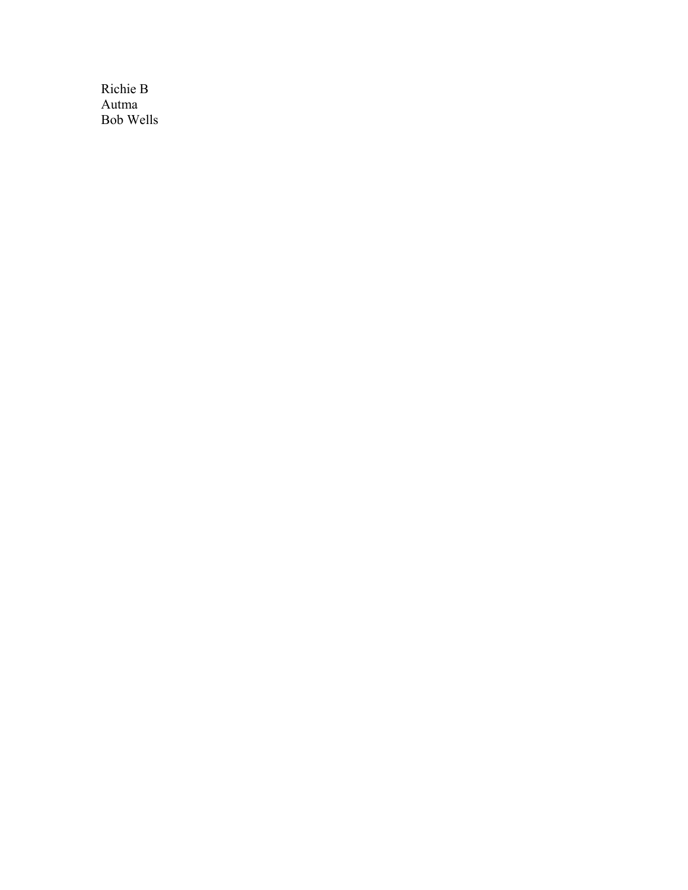Richie B
Autma
Bob Wells